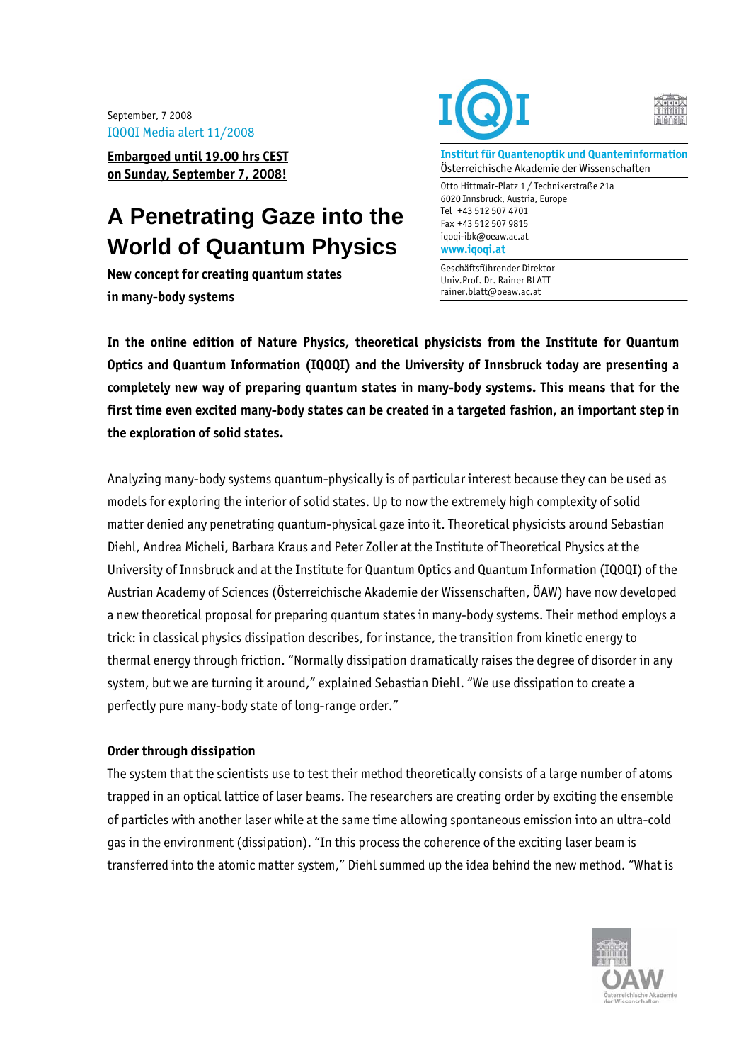September, 7 2008
IQOQI Media alert 11/2008

**Embargoed until 19.00 hrs CEST on Sunday, September 7, 2008!**

**Institut für Quantenoptik und Quanteninformation**
Österreichische Akademie der Wissenschaften

Otto Hittmair-Platz 1 / Technikerstraße 21a
6020 Innsbruck, Austria, Europe
Tel +43 512 507 4701
Fax +43 512 507 9815
iqoqi-ibk@oeaw.ac.at
**www.iqoqi.at**

Geschäftsführender Direktor
Univ.Prof. Dr. Rainer BLATT
rainer.blatt@oeaw.ac.at

# A Penetrating Gaze into the World of Quantum Physics

**New concept for creating quantum states in many-body systems**

**In the online edition of Nature Physics, theoretical physicists from the Institute for Quantum Optics and Quantum Information (IQOQI) and the University of Innsbruck today are presenting a completely new way of preparing quantum states in many-body systems. This means that for the first time even excited many-body states can be created in a targeted fashion, an important step in the exploration of solid states.**

Analyzing many-body systems quantum-physically is of particular interest because they can be used as models for exploring the interior of solid states. Up to now the extremely high complexity of solid matter denied any penetrating quantum-physical gaze into it. Theoretical physicists around Sebastian Diehl, Andrea Micheli, Barbara Kraus and Peter Zoller at the Institute of Theoretical Physics at the University of Innsbruck and at the Institute for Quantum Optics and Quantum Information (IQOQI) of the Austrian Academy of Sciences (Österreichische Akademie der Wissenschaften, ÖAW) have now developed a new theoretical proposal for preparing quantum states in many-body systems. Their method employs a trick: in classical physics dissipation describes, for instance, the transition from kinetic energy to thermal energy through friction. "Normally dissipation dramatically raises the degree of disorder in any system, but we are turning it around," explained Sebastian Diehl. "We use dissipation to create a perfectly pure many-body state of long-range order."

**Order through dissipation**

The system that the scientists use to test their method theoretically consists of a large number of atoms trapped in an optical lattice of laser beams. The researchers are creating order by exciting the ensemble of particles with another laser while at the same time allowing spontaneous emission into an ultra-cold gas in the environment (dissipation). "In this process the coherence of the exciting laser beam is transferred into the atomic matter system," Diehl summed up the idea behind the new method. "What is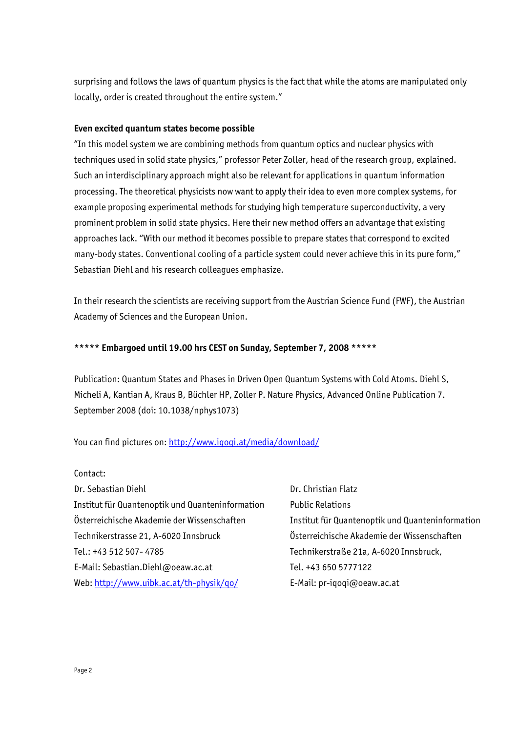surprising and follows the laws of quantum physics is the fact that while the atoms are manipulated only locally, order is created throughout the entire system."

**Even excited quantum states become possible**

"In this model system we are combining methods from quantum optics and nuclear physics with techniques used in solid state physics," professor Peter Zoller, head of the research group, explained. Such an interdisciplinary approach might also be relevant for applications in quantum information processing. The theoretical physicists now want to apply their idea to even more complex systems, for example proposing experimental methods for studying high temperature superconductivity, a very prominent problem in solid state physics. Here their new method offers an advantage that existing approaches lack. "With our method it becomes possible to prepare states that correspond to excited many-body states. Conventional cooling of a particle system could never achieve this in its pure form," Sebastian Diehl and his research colleagues emphasize.

In their research the scientists are receiving support from the Austrian Science Fund (FWF), the Austrian Academy of Sciences and the European Union.

**\*\*\*\*\* Embargoed until 19.00 hrs CEST on Sunday, September 7, 2008 \*\*\*\*\***

Publication: Quantum States and Phases in Driven Open Quantum Systems with Cold Atoms. Diehl S, Micheli A, Kantian A, Kraus B, Büchler HP, Zoller P. Nature Physics, Advanced Online Publication 7. September 2008 (doi: 10.1038/nphys1073)

You can find pictures on: http://www.iqoqi.at/media/download/

Contact:

Dr. Sebastian Diehl
Institut für Quantenoptik und Quanteninformation
Österreichische Akademie der Wissenschaften
Technikerstrasse 21, A-6020 Innsbruck
Tel.: +43 512 507- 4785
E-Mail: Sebastian.Diehl@oeaw.ac.at
Web: http://www.uibk.ac.at/th-physik/qo/

Dr. Christian Flatz
Public Relations
Institut für Quantenoptik und Quanteninformation
Österreichische Akademie der Wissenschaften
Technikerstraße 21a, A-6020 Innsbruck,
Tel. +43 650 5777122
E-Mail: pr-iqoqi@oeaw.ac.at